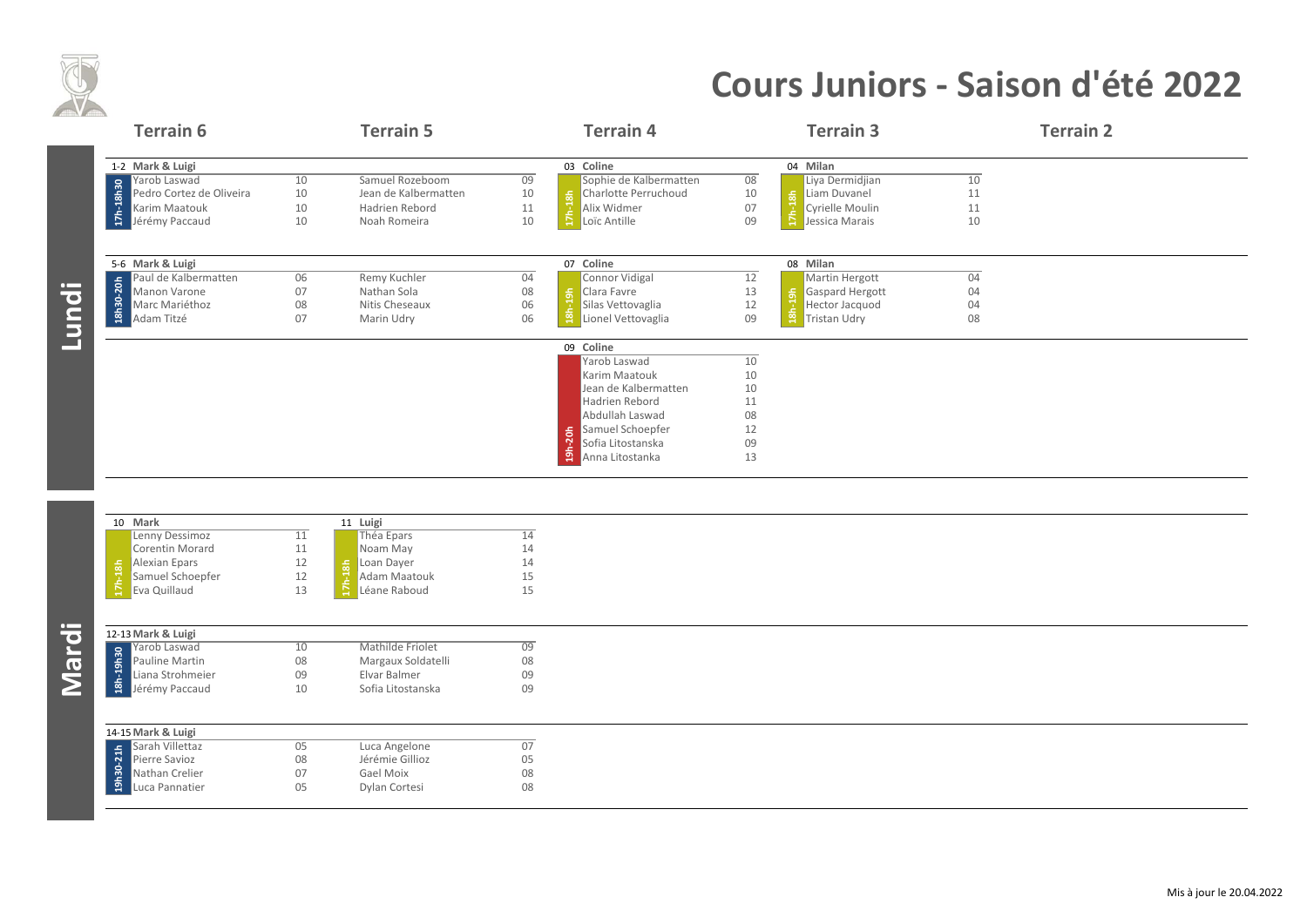# Cours Juniors - Saison d'été 2022

## Lundi

| | Terrain 6 | | Terrain 5 | | Terrain 4 | | Terrain 3 | | Terrain 2 |
|---|---|---|---|---|---|---|---|---|---|
| | **1-2 Mark & Luigi** | | | | **03 Coline** | | **04 Milan** | | |
| 17h-18h30 | Yarob Laswad | 10 | Samuel Rozeboom | 09 | Sophie de Kalbermatten | 08 | Liya Dermidjian | 10 | |
| | Pedro Cortez de Oliveira | 10 | Jean de Kalbermatten | 10 | Charlotte Perruchoud | 10 | Liam Duvanel | 11 | |
| | Karim Maatouk | 10 | Hadrien Rebord | 11 | Alix Widmer | 07 | Cyrielle Moulin | 11 | |
| | Jérémy Paccaud | 10 | Noah Romeira | 10 | Loïc Antille | 09 | Jessica Marais | 10 | |

(Terrain 4 and Terrain 3: 17h-18h)

| | Terrain 6 | | Terrain 5 | | Terrain 4 | | Terrain 3 | | Terrain 2 |
|---|---|---|---|---|---|---|---|---|---|
| | **5-6 Mark & Luigi** | | | | **07 Coline** | | **08 Milan** | | |
| 18h30-20h | Paul de Kalbermatten | 06 | Remy Kuchler | 04 | Connor Vidigal | 12 | Martin Hergott | 04 | |
| | Manon Varone | 07 | Nathan Sola | 08 | Clara Favre | 13 | Gaspard Hergott | 04 | |
| | Marc Mariéthoz | 08 | Nitis Cheseaux | 06 | Silas Vettovaglia | 12 | Hector Jacquod | 04 | |
| | Adam Titzé | 07 | Marin Udry | 06 | Lionel Vettovaglia | 09 | Tristan Udry | 08 | |

(Terrain 4 and Terrain 3: 18h-19h)

**09 Coline** (Terrain 4, 19h-20h)

| Nom | Âge |
|---|---|
| Yarob Laswad | 10 |
| Karim Maatouk | 10 |
| Jean de Kalbermatten | 10 |
| Hadrien Rebord | 11 |
| Abdullah Laswad | 08 |
| Samuel Schoepfer | 12 |
| Sofia Litostanska | 09 |
| Anna Litostanka | 13 |

## Mardi

| | Terrain 6 | | | Terrain 5 | |
|---|---|---|---|---|---|
| | **10 Mark** | | | **11 Luigi** | |
| 17h-18h | Lenny Dessimoz | 11 | 17h-18h | Théa Epars | 14 |
| | Corentin Morard | 11 | | Noam May | 14 |
| | Alexian Epars | 12 | | Loan Dayer | 14 |
| | Samuel Schoepfer | 12 | | Adam Maatouk | 15 |
| | Eva Quillaud | 13 | | Léane Raboud | 15 |

| | Terrain 6 | | Terrain 5 | |
|---|---|---|---|---|
| | **12-13 Mark & Luigi** | | | |
| 18h-19h30 | Yarob Laswad | 10 | Mathilde Friolet | 09 |
| | Pauline Martin | 08 | Margaux Soldatelli | 08 |
| | Liana Strohmeier | 09 | Elvar Balmer | 09 |
| | Jérémy Paccaud | 10 | Sofia Litostanska | 09 |

| | Terrain 6 | | Terrain 5 | |
|---|---|---|---|---|
| | **14-15 Mark & Luigi** | | | |
| 19h30-21h | Sarah Villettaz | 05 | Luca Angelone | 07 |
| | Pierre Savioz | 08 | Jérémie Gillioz | 05 |
| | Nathan Crelier | 07 | Gael Moix | 08 |
| | Luca Pannatier | 05 | Dylan Cortesi | 08 |

Mis à jour le 20.04.2022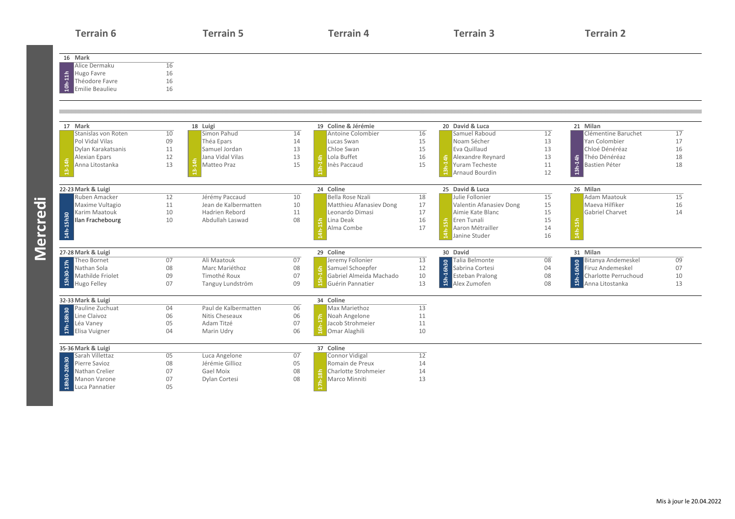# Mercredi

| Terrain 6 | | Terrain 5 | | Terrain 4 | | Terrain 3 | | Terrain 2 | |
|---|---|---|---|---|---|---|---|---|---|

## 10h-11h

**16 Mark** (Terrain 6)

| Nom | Âge |
|---|---|
| Alice Dermaku | 16 |
| Hugo Favre | 16 |
| Théodore Favre | 16 |
| Emilie Beaulieu | 16 |

## 13h-14h

**17 Mark** (Terrain 6, 13-14h)

| Nom | Âge |
|---|---|
| Stanislas von Roten | 10 |
| Pol Vidal Vilas | 09 |
| Dylan Karakatsanis | 11 |
| Alexian Epars | 12 |
| Anna Litostanka | 13 |

**18 Luigi** (Terrain 5, 13-14h)

| Nom | Âge |
|---|---|
| Simon Pahud | 14 |
| Théa Epars | 14 |
| Samuel Jordan | 13 |
| Jana Vidal Vilas | 13 |
| Matteo Praz | 15 |

**19 Coline & Jérémie** (Terrain 4, 13h-14h)

| Nom | Âge |
|---|---|
| Antoine Colombier | 16 |
| Lucas Swan | 15 |
| Chloe Swan | 15 |
| Lola Buffet | 16 |
| Inès Paccaud | 15 |

**20 David & Luca** (Terrain 3, 13h-14h)

| Nom | Âge |
|---|---|
| Samuel Raboud | 12 |
| Noam Sécher | 13 |
| Eva Quillaud | 13 |
| Alexandre Reynard | 13 |
| Yuram Techeste | 11 |
| Arnaud Bourdin | 12 |

**21 Milan** (Terrain 2, 13h-14h)

| Nom | Âge |
|---|---|
| Clémentine Baruchet | 17 |
| Yan Colombier | 17 |
| Chloé Dénéréaz | 16 |
| Théo Dénéréaz | 18 |
| Bastien Péter | 18 |

## 14h-15h / 14h-15h30

**22-23 Mark & Luigi** (Terrains 6 et 5, 14h-15h30)

| Nom | Âge | Nom | Âge |
|---|---|---|---|
| Ruben Amacker | 12 | Jérémy Paccaud | 10 |
| Maxime Vultagio | 11 | Jean de Kalbermatten | 10 |
| Karim Maatouk | 10 | Hadrien Rebord | 11 |
| Ilan Frachebourg | 10 | Abdullah Laswad | 08 |

**24 Coline** (Terrain 4, 14h-15h)

| Nom | Âge |
|---|---|
| Bella Rose Nzali | 18 |
| Matthieu Afanasiev Dong | 17 |
| Leonardo Dimasi | 17 |
| Lina Deak | 16 |
| Alma Combe | 17 |

**25 David & Luca** (Terrain 3, 14h-15h)

| Nom | Âge |
|---|---|
| Julie Follonier | 15 |
| Valentin Afanasiev Dong | 15 |
| Aimie Kate Blanc | 15 |
| Eren Tunali | 15 |
| Aaron Métrailler | 14 |
| Janine Studer | 16 |

**26 Milan** (Terrain 2, 14h-15h)

| Nom | Âge |
|---|---|
| Adam Maatouk | 15 |
| Maeva Hilfiker | 16 |
| Gabriel Charvet | 14 |

## 15h-16h30 / 15h30-17h

**27-28 Mark & Luigi** (Terrains 6 et 5, 15h30-17h)

| Nom | Âge | Nom | Âge |
|---|---|---|---|
| Theo Bornet | 07 | Ali Maatouk | 07 |
| Nathan Sola | 08 | Marc Mariéthoz | 08 |
| Mathilde Friolet | 09 | Timothé Roux | 07 |
| Hugo Felley | 07 | Tanguy Lundström | 09 |

**29 Coline** (Terrain 4, 15h-16h)

| Nom | Âge |
|---|---|
| Jeremy Follonier | 13 |
| Samuel Schoepfer | 12 |
| Gabriel Almeida Machado | 10 |
| Guérin Pannatier | 13 |

**30 David** (Terrain 3, 15h-16h30)

| Nom | Âge |
|---|---|
| Talia Belmonte | 08 |
| Sabrina Cortesi | 04 |
| Esteban Pralong | 08 |
| Alex Zumofen | 08 |

**31 Milan** (Terrain 2, 15h-16h30)

| Nom | Âge |
|---|---|
| Bitanya Andemeskel | 09 |
| Firuz Andemeskel | 07 |
| Charlotte Perruchoud | 10 |
| Anna Litostanka | 13 |

## 16h-17h / 17h-18h30

**32-33 Mark & Luigi** (Terrains 6 et 5, 17h-18h30)

| Nom | Âge | Nom | Âge |
|---|---|---|---|
| Pauline Zuchuat | 04 | Paul de Kalbermatten | 06 |
| Line Claivoz | 06 | Nitis Cheseaux | 06 |
| Léa Vaney | 05 | Adam Titzé | 07 |
| Elisa Vuigner | 04 | Marin Udry | 06 |

**34 Coline** (Terrain 4, 16h-17h)

| Nom | Âge |
|---|---|
| Max Mariethoz | 13 |
| Noah Angelone | 11 |
| Jacob Strohmeier | 11 |
| Omar Alaghili | 10 |

## 17h-18h / 18h30-20h30

**35-36 Mark & Luigi** (Terrains 6 et 5, 18h30-20h30)

| Nom | Âge | Nom | Âge |
|---|---|---|---|
| Sarah Villettaz | 05 | Luca Angelone | 07 |
| Pierre Savioz | 08 | Jérémie Gillioz | 05 |
| Nathan Crelier | 07 | Gael Moix | 08 |
| Manon Varone | 07 | Dylan Cortesi | 08 |
| Luca Pannatier | 05 | | |

**37 Coline** (Terrain 4, 17h-18h)

| Nom | Âge |
|---|---|
| Connor Vidigal | 12 |
| Romain de Preux | 14 |
| Charlotte Strohmeier | 14 |
| Marco Minniti | 13 |

Mis à jour le 20.04.2022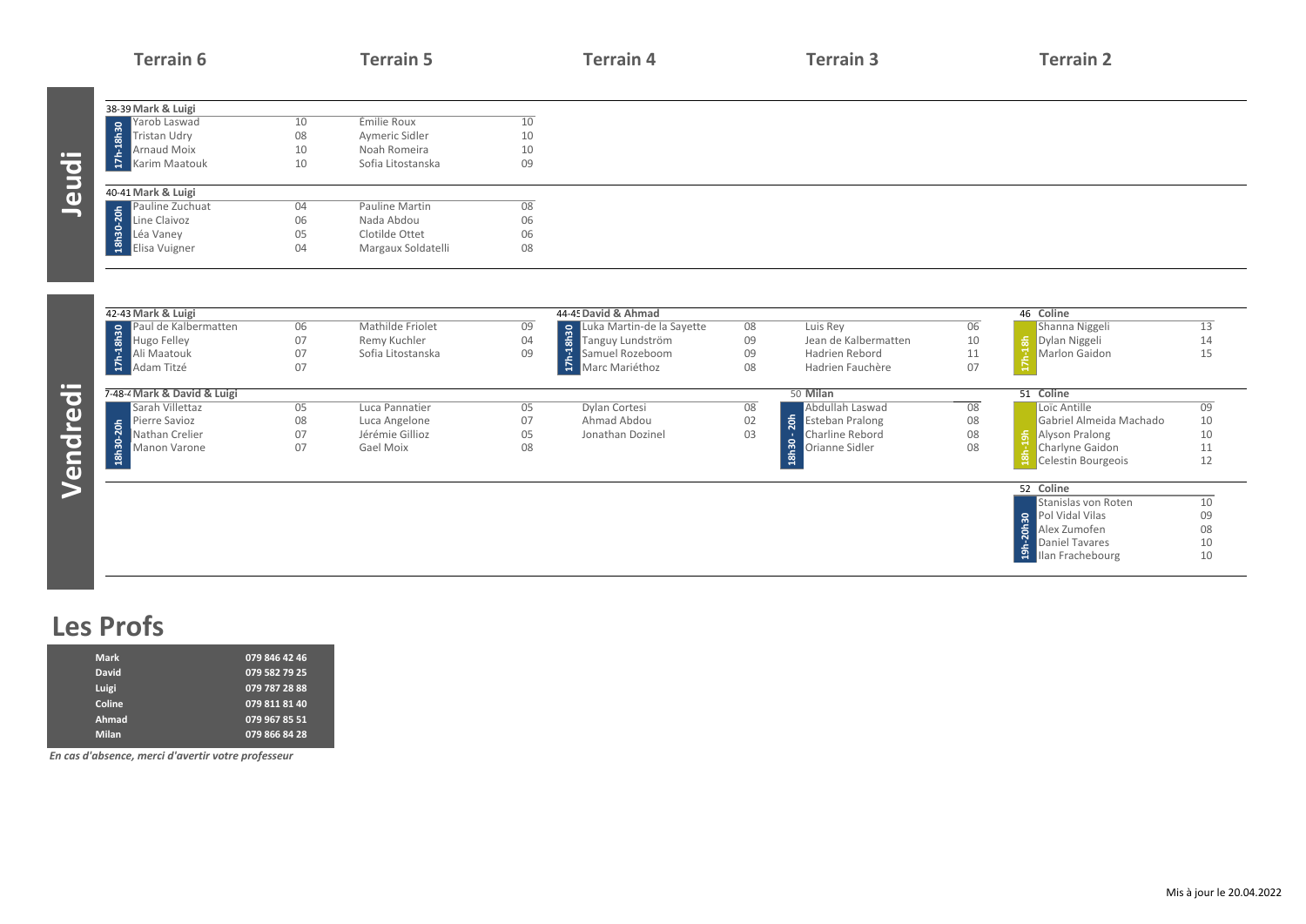| | Terrain 6 | | Terrain 5 | | Terrain 4 | | Terrain 3 | | Terrain 2 | |
|---|---|---|---|---|---|---|---|---|---|---|

## Jeudi

**38-39 Mark & Luigi** — 17h-18h30

| Terrain 6 | | Terrain 5 | |
|---|---|---|---|
| Yarob Laswad | 10 | Emilie Roux | 10 |
| Tristan Udry | 08 | Aymeric Sidler | 10 |
| Arnaud Moix | 10 | Noah Romeira | 10 |
| Karim Maatouk | 10 | Sofia Litostanska | 09 |

**40-41 Mark & Luigi** — 18h30-20h

| Terrain 6 | | Terrain 5 | |
|---|---|---|---|
| Pauline Zuchuat | 04 | Pauline Martin | 08 |
| Line Claivoz | 06 | Nada Abdou | 06 |
| Léa Vaney | 05 | Clotilde Ottet | 06 |
| Elisa Vuigner | 04 | Margaux Soldatelli | 08 |

## Vendredi

**42-43 Mark & Luigi** — 17h-18h30

| Terrain 6 | | Terrain 5 | |
|---|---|---|---|
| Paul de Kalbermatten | 06 | Mathilde Friolet | 09 |
| Hugo Felley | 07 | Remy Kuchler | 04 |
| Ali Maatouk | 07 | Sofia Litostanska | 09 |
| Adam Titzé | 07 | | |

**44-45 David & Ahmad** — 17h-18h30

| Terrain 4 | | Terrain 3 | |
|---|---|---|---|
| Luka Martin-de la Sayette | 08 | Luis Rey | 06 |
| Tanguy Lundström | 09 | Jean de Kalbermatten | 10 |
| Samuel Rozeboom | 09 | Hadrien Rebord | 11 |
| Marc Mariéthoz | 08 | Hadrien Fauchère | 07 |

**46 Coline** — 17h-18h (Terrain 2)

| | |
|---|---|
| Shanna Niggeli | 13 |
| Dylan Niggeli | 14 |
| Marlon Gaidon | 15 |

**7-48-4 Mark & David & Luigi** — 18h30-20h

| Terrain 6 | | Terrain 5 | | Terrain 4 | |
|---|---|---|---|---|---|
| Sarah Villettaz | 05 | Luca Pannatier | 05 | Dylan Cortesi | 08 |
| Pierre Savioz | 08 | Luca Angelone | 07 | Ahmad Abdou | 02 |
| Nathan Crelier | 07 | Jérémie Gillioz | 05 | Jonathan Dozinel | 03 |
| Manon Varone | 07 | Gael Moix | 08 | | |

**50 Milan** — 18h30 - 20h (Terrain 3)

| | |
|---|---|
| Abdullah Laswad | 08 |
| Esteban Pralong | 08 |
| Charline Rebord | 08 |
| Orianne Sidler | 08 |

**51 Coline** — 18h-19h (Terrain 2)

| | |
|---|---|
| Loïc Antille | 09 |
| Gabriel Almeida Machado | 10 |
| Alyson Pralong | 10 |
| Charlyne Gaidon | 11 |
| Celestin Bourgeois | 12 |

**52 Coline** — 19h-20h30 (Terrain 2)

| | |
|---|---|
| Stanislas von Roten | 10 |
| Pol Vidal Vilas | 09 |
| Alex Zumofen | 08 |
| Daniel Tavares | 10 |
| Ilan Frachebourg | 10 |

# Les Profs

| | |
|---|---|
| **Mark** | **079 846 42 46** |
| **David** | **079 582 79 25** |
| **Luigi** | **079 787 28 88** |
| **Coline** | **079 811 81 40** |
| **Ahmad** | **079 967 85 51** |
| **Milan** | **079 866 84 28** |

***En cas d'absence, merci d'avertir votre professeur***

Mis à jour le 20.04.2022